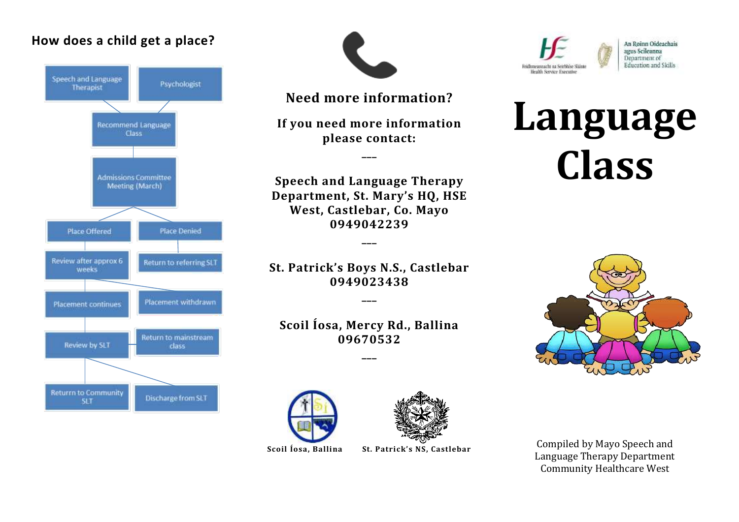## How does a child get a place?

- Speech and Language Therapist
- Psychologist
- Recommend Language Class
- Admissions Committee Meeting (March)
- Place Offered
- Place Denied
- Review after approx 6 weeks
- Return to referring SLT
- Placement continues
- Placement withdrawn
- Review by SLT
- Return to mainstream class
- Return to Community SLT
- Discharge from SLT

**Need more information?**

**If you need more information please contact:**

---

**Speech and Language Therapy Department, St. Mary's HQ, HSE West, Castlebar, Co. Mayo**
**0949042239**

---

**St. Patrick's Boys N.S., Castlebar**
**0949023438**

---

**Scoil Íosa, Mercy Rd., Ballina**
**09670532**

---

**Scoil Íosa, Ballina** **St. Patrick's NS, Castlebar**

Feidhmeannacht na Seirbhíse Sláinte
Health Service Executive

An Roinn Oideachais agus Scileanna
Department of Education and Skills

# Language Class

Compiled by Mayo Speech and Language Therapy Department Community Healthcare West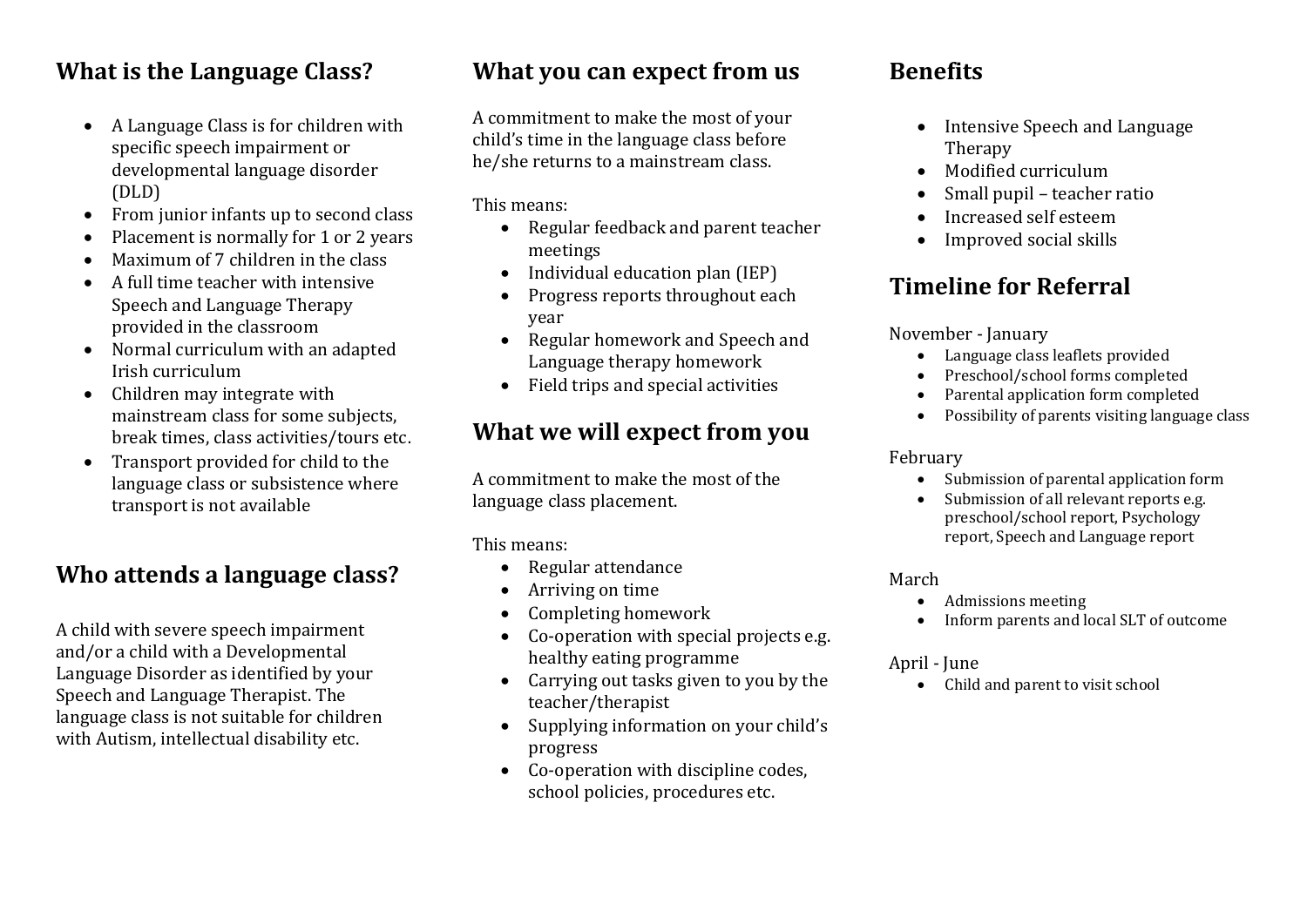## What is the Language Class?

- A Language Class is for children with specific speech impairment or developmental language disorder (DLD)
- From junior infants up to second class
- Placement is normally for 1 or 2 years
- Maximum of 7 children in the class
- A full time teacher with intensive Speech and Language Therapy provided in the classroom
- Normal curriculum with an adapted Irish curriculum
- Children may integrate with mainstream class for some subjects, break times, class activities/tours etc.
- Transport provided for child to the language class or subsistence where transport is not available

## Who attends a language class?

A child with severe speech impairment and/or a child with a Developmental Language Disorder as identified by your Speech and Language Therapist. The language class is not suitable for children with Autism, intellectual disability etc.

## What you can expect from us

A commitment to make the most of your child's time in the language class before he/she returns to a mainstream class.

This means:

- Regular feedback and parent teacher meetings
- Individual education plan (IEP)
- Progress reports throughout each year
- Regular homework and Speech and Language therapy homework
- Field trips and special activities

## What we will expect from you

A commitment to make the most of the language class placement.

This means:

- Regular attendance
- Arriving on time
- Completing homework
- Co-operation with special projects e.g. healthy eating programme
- Carrying out tasks given to you by the teacher/therapist
- Supplying information on your child's progress
- Co-operation with discipline codes, school policies, procedures etc.

## Benefits

- Intensive Speech and Language Therapy
- Modified curriculum
- Small pupil – teacher ratio
- Increased self esteem
- Improved social skills

## Timeline for Referral

November - January

- Language class leaflets provided
- Preschool/school forms completed
- Parental application form completed
- Possibility of parents visiting language class

February

- Submission of parental application form
- Submission of all relevant reports e.g. preschool/school report, Psychology report, Speech and Language report

March

- Admissions meeting
- Inform parents and local SLT of outcome

April - June

- Child and parent to visit school